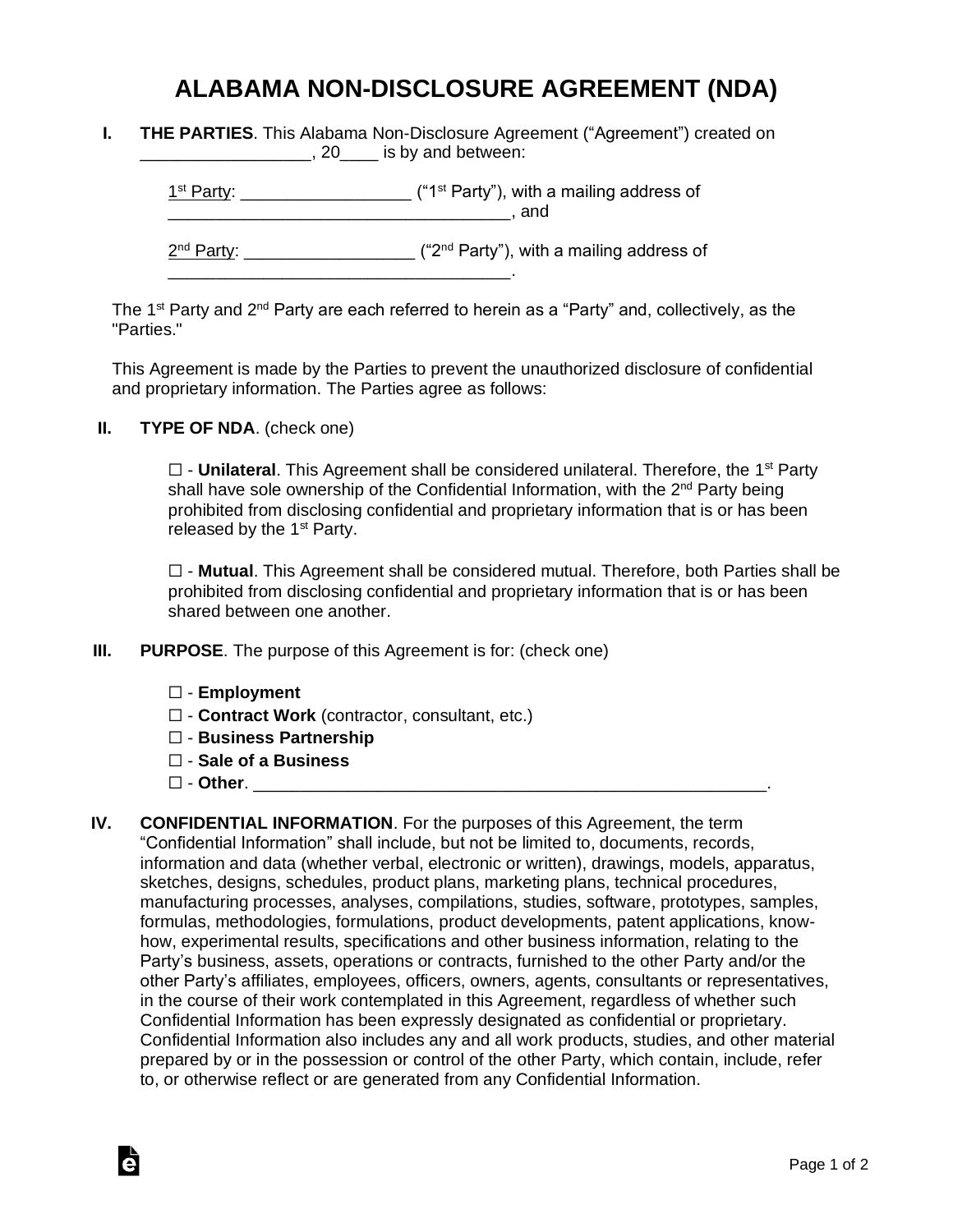# ALABAMA NON-DISCLOSURE AGREEMENT (NDA)

**I. THE PARTIES**. This Alabama Non-Disclosure Agreement ("Agreement") created on __________________, 20____ is by and between:

1st Party: _________________ ("1st Party"), with a mailing address of ____________________________________, and

2nd Party: _________________ ("2nd Party"), with a mailing address of ____________________________________.

The 1st Party and 2nd Party are each referred to herein as a "Party" and, collectively, as the "Parties."

This Agreement is made by the Parties to prevent the unauthorized disclosure of confidential and proprietary information. The Parties agree as follows:

**II. TYPE OF NDA**. (check one)

☐ - **Unilateral**. This Agreement shall be considered unilateral. Therefore, the 1st Party shall have sole ownership of the Confidential Information, with the 2nd Party being prohibited from disclosing confidential and proprietary information that is or has been released by the 1st Party.

☐ - **Mutual**. This Agreement shall be considered mutual. Therefore, both Parties shall be prohibited from disclosing confidential and proprietary information that is or has been shared between one another.

**III. PURPOSE**. The purpose of this Agreement is for: (check one)

☐ - **Employment**
☐ - **Contract Work** (contractor, consultant, etc.)
☐ - **Business Partnership**
☐ - **Sale of a Business**
☐ - **Other**. ________________________________________________________.

**IV. CONFIDENTIAL INFORMATION**. For the purposes of this Agreement, the term "Confidential Information" shall include, but not be limited to, documents, records, information and data (whether verbal, electronic or written), drawings, models, apparatus, sketches, designs, schedules, product plans, marketing plans, technical procedures, manufacturing processes, analyses, compilations, studies, software, prototypes, samples, formulas, methodologies, formulations, product developments, patent applications, know-how, experimental results, specifications and other business information, relating to the Party's business, assets, operations or contracts, furnished to the other Party and/or the other Party's affiliates, employees, officers, owners, agents, consultants or representatives, in the course of their work contemplated in this Agreement, regardless of whether such Confidential Information has been expressly designated as confidential or proprietary. Confidential Information also includes any and all work products, studies, and other material prepared by or in the possession or control of the other Party, which contain, include, refer to, or otherwise reflect or are generated from any Confidential Information.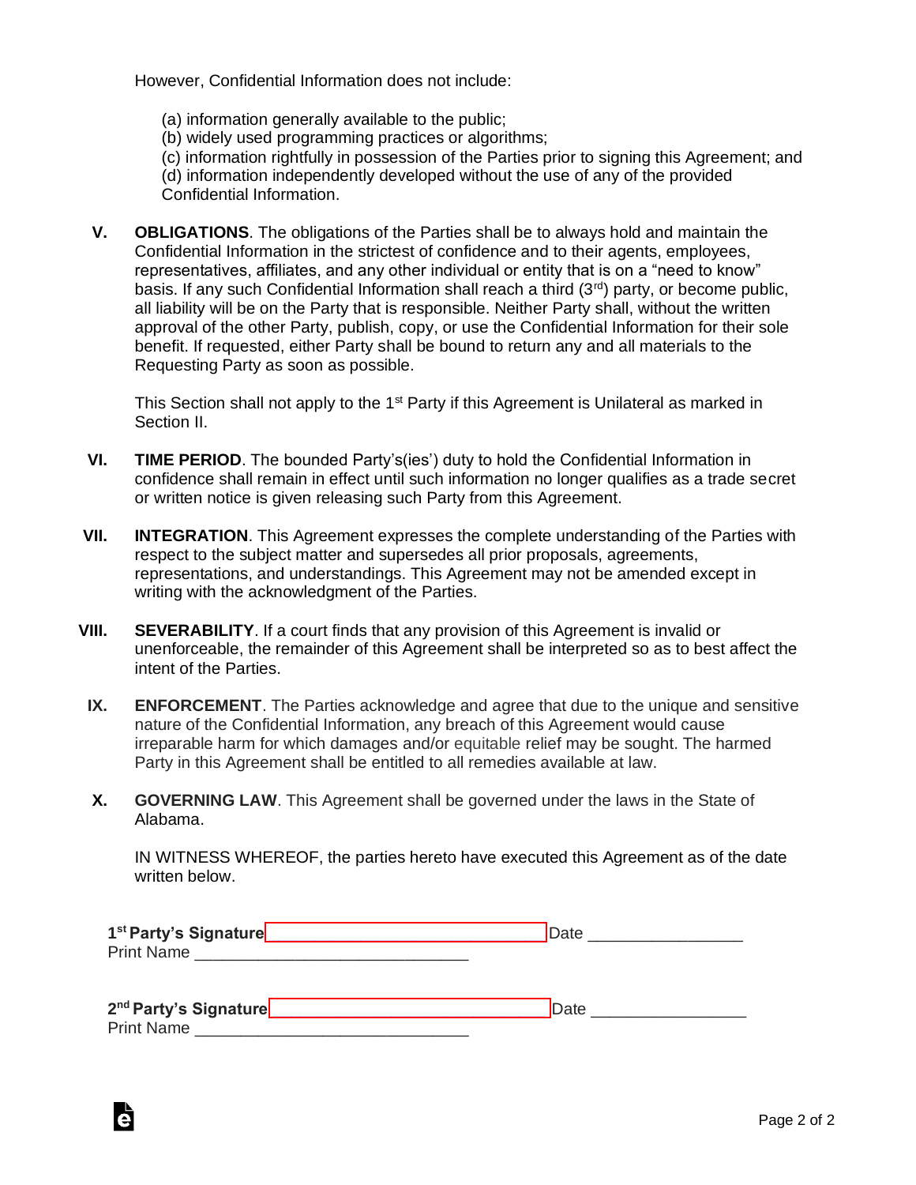However, Confidential Information does not include:

(a) information generally available to the public;
(b) widely used programming practices or algorithms;
(c) information rightfully in possession of the Parties prior to signing this Agreement; and
(d) information independently developed without the use of any of the provided Confidential Information.

**V. OBLIGATIONS**. The obligations of the Parties shall be to always hold and maintain the Confidential Information in the strictest of confidence and to their agents, employees, representatives, affiliates, and any other individual or entity that is on a "need to know" basis. If any such Confidential Information shall reach a third (3rd) party, or become public, all liability will be on the Party that is responsible. Neither Party shall, without the written approval of the other Party, publish, copy, or use the Confidential Information for their sole benefit. If requested, either Party shall be bound to return any and all materials to the Requesting Party as soon as possible.

This Section shall not apply to the 1st Party if this Agreement is Unilateral as marked in Section II.

**VI. TIME PERIOD**. The bounded Party's(ies') duty to hold the Confidential Information in confidence shall remain in effect until such information no longer qualifies as a trade secret or written notice is given releasing such Party from this Agreement.

**VII. INTEGRATION**. This Agreement expresses the complete understanding of the Parties with respect to the subject matter and supersedes all prior proposals, agreements, representations, and understandings. This Agreement may not be amended except in writing with the acknowledgment of the Parties.

**VIII. SEVERABILITY**. If a court finds that any provision of this Agreement is invalid or unenforceable, the remainder of this Agreement shall be interpreted so as to best affect the intent of the Parties.

**IX. ENFORCEMENT**. The Parties acknowledge and agree that due to the unique and sensitive nature of the Confidential Information, any breach of this Agreement would cause irreparable harm for which damages and/or equitable relief may be sought. The harmed Party in this Agreement shall be entitled to all remedies available at law.

**X. GOVERNING LAW**. This Agreement shall be governed under the laws in the State of Alabama.

IN WITNESS WHEREOF, the parties hereto have executed this Agreement as of the date written below.

**1st Party's Signature** ______________________________ Date ________________
Print Name ______________________________

**2nd Party's Signature** ______________________________ Date ________________
Print Name ______________________________